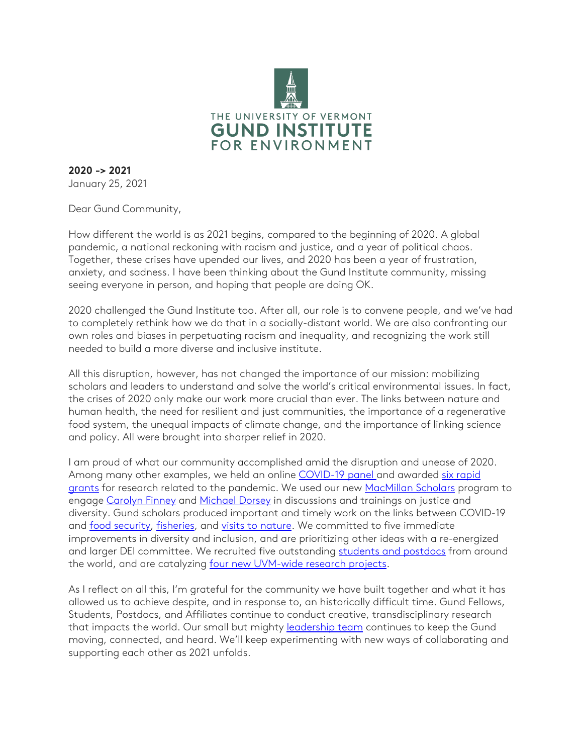THE UNIVERSITY OF VERMONT
GUND INSTITUTE
FOR ENVIRONMENT

**2020 -> 2021**
January 25, 2021

Dear Gund Community,

How different the world is as 2021 begins, compared to the beginning of 2020. A global pandemic, a national reckoning with racism and justice, and a year of political chaos. Together, these crises have upended our lives, and 2020 has been a year of frustration, anxiety, and sadness. I have been thinking about the Gund Institute community, missing seeing everyone in person, and hoping that people are doing OK.

2020 challenged the Gund Institute too. After all, our role is to convene people, and we've had to completely rethink how we do that in a socially-distant world. We are also confronting our own roles and biases in perpetuating racism and inequality, and recognizing the work still needed to build a more diverse and inclusive institute.

All this disruption, however, has not changed the importance of our mission: mobilizing scholars and leaders to understand and solve the world's critical environmental issues. In fact, the crises of 2020 only make our work more crucial than ever. The links between nature and human health, the need for resilient and just communities, the importance of a regenerative food system, the unequal impacts of climate change, and the importance of linking science and policy. All were brought into sharper relief in 2020.

I am proud of what our community accomplished amid the disruption and unease of 2020. Among many other examples, we held an online COVID-19 panel and awarded six rapid grants for research related to the pandemic. We used our new MacMillan Scholars program to engage Carolyn Finney and Michael Dorsey in discussions and trainings on justice and diversity. Gund scholars produced important and timely work on the links between COVID-19 and food security, fisheries, and visits to nature. We committed to five immediate improvements in diversity and inclusion, and are prioritizing other ideas with a re-energized and larger DEI committee. We recruited five outstanding students and postdocs from around the world, and are catalyzing four new UVM-wide research projects.

As I reflect on all this, I'm grateful for the community we have built together and what it has allowed us to achieve despite, and in response to, an historically difficult time. Gund Fellows, Students, Postdocs, and Affiliates continue to conduct creative, transdisciplinary research that impacts the world. Our small but mighty leadership team continues to keep the Gund moving, connected, and heard. We'll keep experimenting with new ways of collaborating and supporting each other as 2021 unfolds.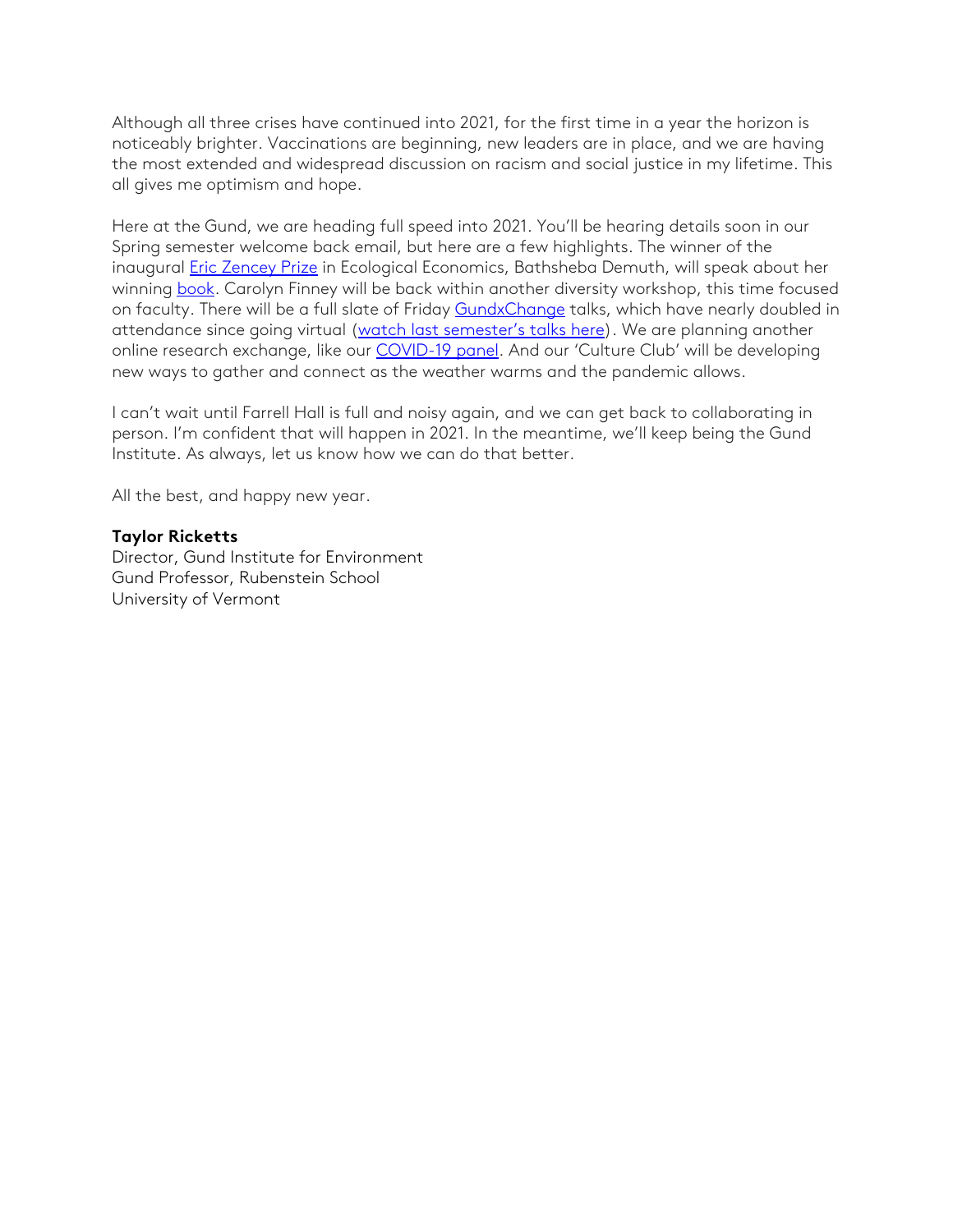Although all three crises have continued into 2021, for the first time in a year the horizon is noticeably brighter. Vaccinations are beginning, new leaders are in place, and we are having the most extended and widespread discussion on racism and social justice in my lifetime. This all gives me optimism and hope.

Here at the Gund, we are heading full speed into 2021. You'll be hearing details soon in our Spring semester welcome back email, but here are a few highlights. The winner of the inaugural Eric Zencey Prize in Ecological Economics, Bathsheba Demuth, will speak about her winning book. Carolyn Finney will be back within another diversity workshop, this time focused on faculty. There will be a full slate of Friday GundxChange talks, which have nearly doubled in attendance since going virtual (watch last semester's talks here). We are planning another online research exchange, like our COVID-19 panel. And our 'Culture Club' will be developing new ways to gather and connect as the weather warms and the pandemic allows.

I can't wait until Farrell Hall is full and noisy again, and we can get back to collaborating in person. I'm confident that will happen in 2021. In the meantime, we'll keep being the Gund Institute. As always, let us know how we can do that better.

All the best, and happy new year.

**Taylor Ricketts**
Director, Gund Institute for Environment
Gund Professor, Rubenstein School
University of Vermont